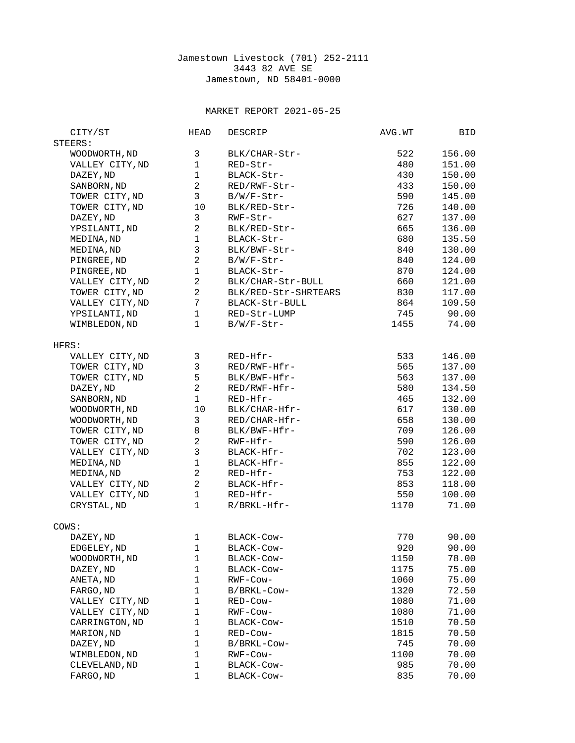Jamestown Livestock (701) 252-2111
3443 82 AVE SE
Jamestown, ND 58401-0000

MARKET REPORT 2021-05-25

| CITY/ST | HEAD | DESCRIP | AVG.WT | BID |
|---|---|---|---|---|
| **STEERS:** | | | | |
| WOODWORTH,ND | 3 | BLK/CHAR-Str- | 522 | 156.00 |
| VALLEY CITY,ND | 1 | RED-Str- | 480 | 151.00 |
| DAZEY,ND | 1 | BLACK-Str- | 430 | 150.00 |
| SANBORN,ND | 2 | RED/RWF-Str- | 433 | 150.00 |
| TOWER CITY,ND | 3 | B/W/F-Str- | 590 | 145.00 |
| TOWER CITY,ND | 10 | BLK/RED-Str- | 726 | 140.00 |
| DAZEY,ND | 3 | RWF-Str- | 627 | 137.00 |
| YPSILANTI,ND | 2 | BLK/RED-Str- | 665 | 136.00 |
| MEDINA,ND | 1 | BLACK-Str- | 680 | 135.50 |
| MEDINA,ND | 3 | BLK/BWF-Str- | 840 | 130.00 |
| PINGREE,ND | 2 | B/W/F-Str- | 840 | 124.00 |
| PINGREE,ND | 1 | BLACK-Str- | 870 | 124.00 |
| VALLEY CITY,ND | 2 | BLK/CHAR-Str-BULL | 660 | 121.00 |
| TOWER CITY,ND | 2 | BLK/RED-Str-SHRTEARS | 830 | 117.00 |
| VALLEY CITY,ND | 7 | BLACK-Str-BULL | 864 | 109.50 |
| YPSILANTI,ND | 1 | RED-Str-LUMP | 745 | 90.00 |
| WIMBLEDON,ND | 1 | B/W/F-Str- | 1455 | 74.00 |
| **HFRS:** | | | | |
| VALLEY CITY,ND | 3 | RED-Hfr- | 533 | 146.00 |
| TOWER CITY,ND | 3 | RED/RWF-Hfr- | 565 | 137.00 |
| TOWER CITY,ND | 5 | BLK/BWF-Hfr- | 563 | 137.00 |
| DAZEY,ND | 2 | RED/RWF-Hfr- | 580 | 134.50 |
| SANBORN,ND | 1 | RED-Hfr- | 465 | 132.00 |
| WOODWORTH,ND | 10 | BLK/CHAR-Hfr- | 617 | 130.00 |
| WOODWORTH,ND | 3 | RED/CHAR-Hfr- | 658 | 130.00 |
| TOWER CITY,ND | 8 | BLK/BWF-Hfr- | 709 | 126.00 |
| TOWER CITY,ND | 2 | RWF-Hfr- | 590 | 126.00 |
| VALLEY CITY,ND | 3 | BLACK-Hfr- | 702 | 123.00 |
| MEDINA,ND | 1 | BLACK-Hfr- | 855 | 122.00 |
| MEDINA,ND | 2 | RED-Hfr- | 753 | 122.00 |
| VALLEY CITY,ND | 2 | BLACK-Hfr- | 853 | 118.00 |
| VALLEY CITY,ND | 1 | RED-Hfr- | 550 | 100.00 |
| CRYSTAL,ND | 1 | R/BRKL-Hfr- | 1170 | 71.00 |
| **COWS:** | | | | |
| DAZEY,ND | 1 | BLACK-Cow- | 770 | 90.00 |
| EDGELEY,ND | 1 | BLACK-Cow- | 920 | 90.00 |
| WOODWORTH,ND | 1 | BLACK-Cow- | 1150 | 78.00 |
| DAZEY,ND | 1 | BLACK-Cow- | 1175 | 75.00 |
| ANETA,ND | 1 | RWF-Cow- | 1060 | 75.00 |
| FARGO,ND | 1 | B/BRKL-Cow- | 1320 | 72.50 |
| VALLEY CITY,ND | 1 | RED-Cow- | 1080 | 71.00 |
| VALLEY CITY,ND | 1 | RWF-Cow- | 1080 | 71.00 |
| CARRINGTON,ND | 1 | BLACK-Cow- | 1510 | 70.50 |
| MARION,ND | 1 | RED-Cow- | 1815 | 70.50 |
| DAZEY,ND | 1 | B/BRKL-Cow- | 745 | 70.00 |
| WIMBLEDON,ND | 1 | RWF-Cow- | 1100 | 70.00 |
| CLEVELAND,ND | 1 | BLACK-Cow- | 985 | 70.00 |
| FARGO,ND | 1 | BLACK-Cow- | 835 | 70.00 |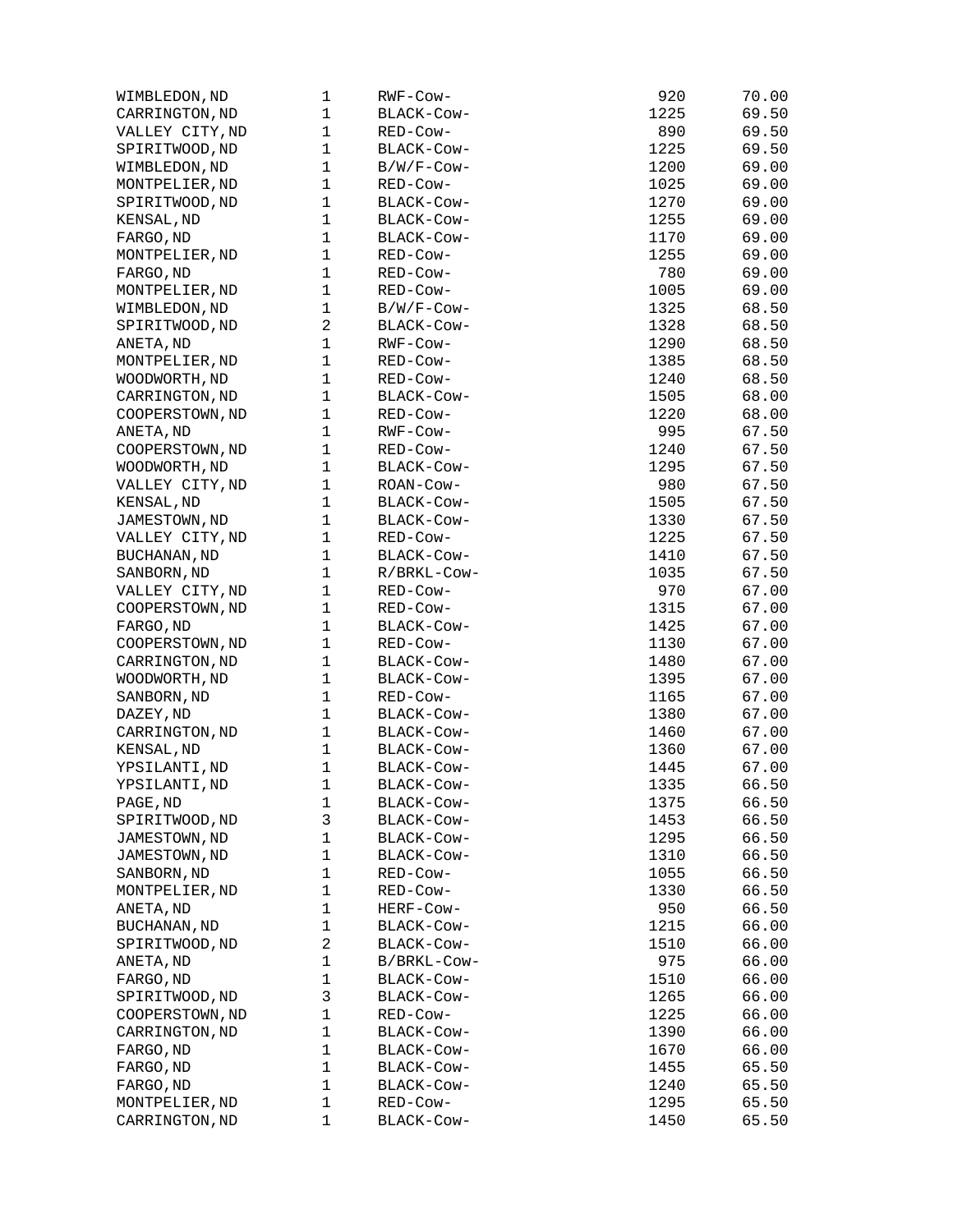| | | | | |
|---|---|---|---|---|
| WIMBLEDON,ND | 1 | RWF-Cow- | 920 | 70.00 |
| CARRINGTON,ND | 1 | BLACK-Cow- | 1225 | 69.50 |
| VALLEY CITY,ND | 1 | RED-Cow- | 890 | 69.50 |
| SPIRITWOOD,ND | 1 | BLACK-Cow- | 1225 | 69.50 |
| WIMBLEDON,ND | 1 | B/W/F-Cow- | 1200 | 69.00 |
| MONTPELIER,ND | 1 | RED-Cow- | 1025 | 69.00 |
| SPIRITWOOD,ND | 1 | BLACK-Cow- | 1270 | 69.00 |
| KENSAL,ND | 1 | BLACK-Cow- | 1255 | 69.00 |
| FARGO,ND | 1 | BLACK-Cow- | 1170 | 69.00 |
| MONTPELIER,ND | 1 | RED-Cow- | 1255 | 69.00 |
| FARGO,ND | 1 | RED-Cow- | 780 | 69.00 |
| MONTPELIER,ND | 1 | RED-Cow- | 1005 | 69.00 |
| WIMBLEDON,ND | 1 | B/W/F-Cow- | 1325 | 68.50 |
| SPIRITWOOD,ND | 2 | BLACK-Cow- | 1328 | 68.50 |
| ANETA,ND | 1 | RWF-Cow- | 1290 | 68.50 |
| MONTPELIER,ND | 1 | RED-Cow- | 1385 | 68.50 |
| WOODWORTH,ND | 1 | RED-Cow- | 1240 | 68.50 |
| CARRINGTON,ND | 1 | BLACK-Cow- | 1505 | 68.00 |
| COOPERSTOWN,ND | 1 | RED-Cow- | 1220 | 68.00 |
| ANETA,ND | 1 | RWF-Cow- | 995 | 67.50 |
| COOPERSTOWN,ND | 1 | RED-Cow- | 1240 | 67.50 |
| WOODWORTH,ND | 1 | BLACK-Cow- | 1295 | 67.50 |
| VALLEY CITY,ND | 1 | ROAN-Cow- | 980 | 67.50 |
| KENSAL,ND | 1 | BLACK-Cow- | 1505 | 67.50 |
| JAMESTOWN,ND | 1 | BLACK-Cow- | 1330 | 67.50 |
| VALLEY CITY,ND | 1 | RED-Cow- | 1225 | 67.50 |
| BUCHANAN,ND | 1 | BLACK-Cow- | 1410 | 67.50 |
| SANBORN,ND | 1 | R/BRKL-Cow- | 1035 | 67.50 |
| VALLEY CITY,ND | 1 | RED-Cow- | 970 | 67.00 |
| COOPERSTOWN,ND | 1 | RED-Cow- | 1315 | 67.00 |
| FARGO,ND | 1 | BLACK-Cow- | 1425 | 67.00 |
| COOPERSTOWN,ND | 1 | RED-Cow- | 1130 | 67.00 |
| CARRINGTON,ND | 1 | BLACK-Cow- | 1480 | 67.00 |
| WOODWORTH,ND | 1 | BLACK-Cow- | 1395 | 67.00 |
| SANBORN,ND | 1 | RED-Cow- | 1165 | 67.00 |
| DAZEY,ND | 1 | BLACK-Cow- | 1380 | 67.00 |
| CARRINGTON,ND | 1 | BLACK-Cow- | 1460 | 67.00 |
| KENSAL,ND | 1 | BLACK-Cow- | 1360 | 67.00 |
| YPSILANTI,ND | 1 | BLACK-Cow- | 1445 | 67.00 |
| YPSILANTI,ND | 1 | BLACK-Cow- | 1335 | 66.50 |
| PAGE,ND | 1 | BLACK-Cow- | 1375 | 66.50 |
| SPIRITWOOD,ND | 3 | BLACK-Cow- | 1453 | 66.50 |
| JAMESTOWN,ND | 1 | BLACK-Cow- | 1295 | 66.50 |
| JAMESTOWN,ND | 1 | BLACK-Cow- | 1310 | 66.50 |
| SANBORN,ND | 1 | RED-Cow- | 1055 | 66.50 |
| MONTPELIER,ND | 1 | RED-Cow- | 1330 | 66.50 |
| ANETA,ND | 1 | HERF-Cow- | 950 | 66.50 |
| BUCHANAN,ND | 1 | BLACK-Cow- | 1215 | 66.00 |
| SPIRITWOOD,ND | 2 | BLACK-Cow- | 1510 | 66.00 |
| ANETA,ND | 1 | B/BRKL-Cow- | 975 | 66.00 |
| FARGO,ND | 1 | BLACK-Cow- | 1510 | 66.00 |
| SPIRITWOOD,ND | 3 | BLACK-Cow- | 1265 | 66.00 |
| COOPERSTOWN,ND | 1 | RED-Cow- | 1225 | 66.00 |
| CARRINGTON,ND | 1 | BLACK-Cow- | 1390 | 66.00 |
| FARGO,ND | 1 | BLACK-Cow- | 1670 | 66.00 |
| FARGO,ND | 1 | BLACK-Cow- | 1455 | 65.50 |
| FARGO,ND | 1 | BLACK-Cow- | 1240 | 65.50 |
| MONTPELIER,ND | 1 | RED-Cow- | 1295 | 65.50 |
| CARRINGTON,ND | 1 | BLACK-Cow- | 1450 | 65.50 |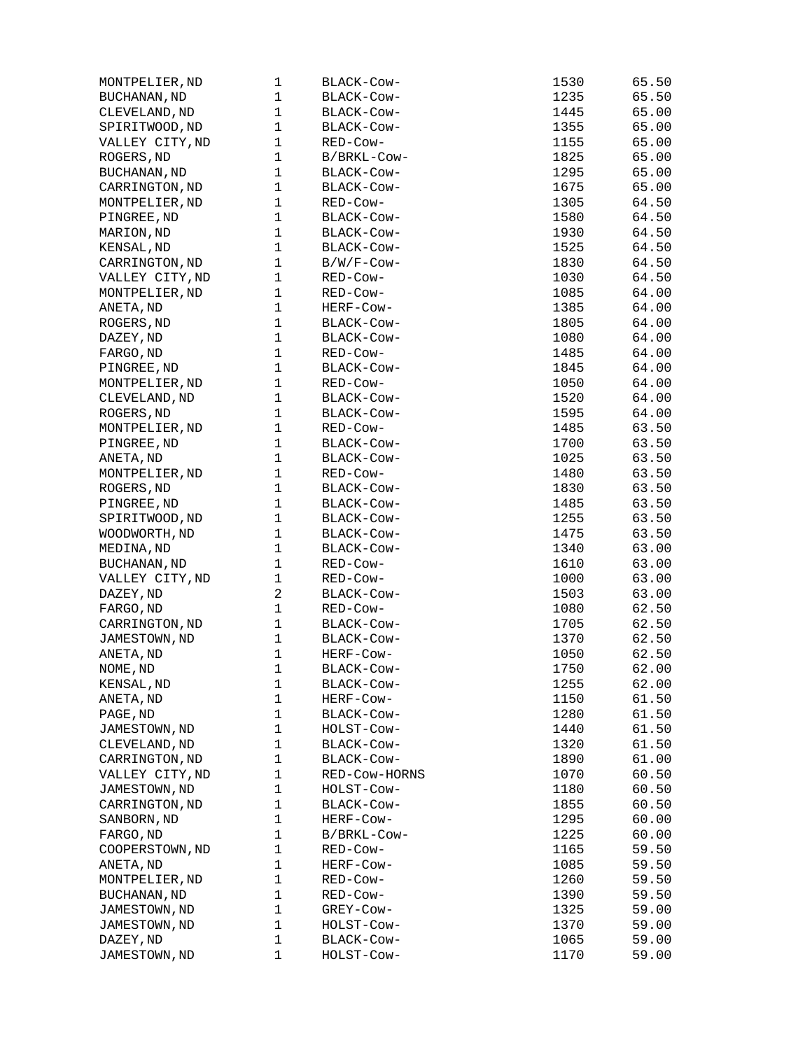| | | | | |
|---|---|---|---|---|
| MONTPELIER,ND | 1 | BLACK-Cow- | 1530 | 65.50 |
| BUCHANAN,ND | 1 | BLACK-Cow- | 1235 | 65.50 |
| CLEVELAND,ND | 1 | BLACK-Cow- | 1445 | 65.00 |
| SPIRITWOOD,ND | 1 | BLACK-Cow- | 1355 | 65.00 |
| VALLEY CITY,ND | 1 | RED-Cow- | 1155 | 65.00 |
| ROGERS,ND | 1 | B/BRKL-Cow- | 1825 | 65.00 |
| BUCHANAN,ND | 1 | BLACK-Cow- | 1295 | 65.00 |
| CARRINGTON,ND | 1 | BLACK-Cow- | 1675 | 65.00 |
| MONTPELIER,ND | 1 | RED-Cow- | 1305 | 64.50 |
| PINGREE,ND | 1 | BLACK-Cow- | 1580 | 64.50 |
| MARION,ND | 1 | BLACK-Cow- | 1930 | 64.50 |
| KENSAL,ND | 1 | BLACK-Cow- | 1525 | 64.50 |
| CARRINGTON,ND | 1 | B/W/F-Cow- | 1830 | 64.50 |
| VALLEY CITY,ND | 1 | RED-Cow- | 1030 | 64.50 |
| MONTPELIER,ND | 1 | RED-Cow- | 1085 | 64.00 |
| ANETA,ND | 1 | HERF-Cow- | 1385 | 64.00 |
| ROGERS,ND | 1 | BLACK-Cow- | 1805 | 64.00 |
| DAZEY,ND | 1 | BLACK-Cow- | 1080 | 64.00 |
| FARGO,ND | 1 | RED-Cow- | 1485 | 64.00 |
| PINGREE,ND | 1 | BLACK-Cow- | 1845 | 64.00 |
| MONTPELIER,ND | 1 | RED-Cow- | 1050 | 64.00 |
| CLEVELAND,ND | 1 | BLACK-Cow- | 1520 | 64.00 |
| ROGERS,ND | 1 | BLACK-Cow- | 1595 | 64.00 |
| MONTPELIER,ND | 1 | RED-Cow- | 1485 | 63.50 |
| PINGREE,ND | 1 | BLACK-Cow- | 1700 | 63.50 |
| ANETA,ND | 1 | BLACK-Cow- | 1025 | 63.50 |
| MONTPELIER,ND | 1 | RED-Cow- | 1480 | 63.50 |
| ROGERS,ND | 1 | BLACK-Cow- | 1830 | 63.50 |
| PINGREE,ND | 1 | BLACK-Cow- | 1485 | 63.50 |
| SPIRITWOOD,ND | 1 | BLACK-Cow- | 1255 | 63.50 |
| WOODWORTH,ND | 1 | BLACK-Cow- | 1475 | 63.50 |
| MEDINA,ND | 1 | BLACK-Cow- | 1340 | 63.00 |
| BUCHANAN,ND | 1 | RED-Cow- | 1610 | 63.00 |
| VALLEY CITY,ND | 1 | RED-Cow- | 1000 | 63.00 |
| DAZEY,ND | 2 | BLACK-Cow- | 1503 | 63.00 |
| FARGO,ND | 1 | RED-Cow- | 1080 | 62.50 |
| CARRINGTON,ND | 1 | BLACK-Cow- | 1705 | 62.50 |
| JAMESTOWN,ND | 1 | BLACK-Cow- | 1370 | 62.50 |
| ANETA,ND | 1 | HERF-Cow- | 1050 | 62.50 |
| NOME,ND | 1 | BLACK-Cow- | 1750 | 62.00 |
| KENSAL,ND | 1 | BLACK-Cow- | 1255 | 62.00 |
| ANETA,ND | 1 | HERF-Cow- | 1150 | 61.50 |
| PAGE,ND | 1 | BLACK-Cow- | 1280 | 61.50 |
| JAMESTOWN,ND | 1 | HOLST-Cow- | 1440 | 61.50 |
| CLEVELAND,ND | 1 | BLACK-Cow- | 1320 | 61.50 |
| CARRINGTON,ND | 1 | BLACK-Cow- | 1890 | 61.00 |
| VALLEY CITY,ND | 1 | RED-Cow-HORNS | 1070 | 60.50 |
| JAMESTOWN,ND | 1 | HOLST-Cow- | 1180 | 60.50 |
| CARRINGTON,ND | 1 | BLACK-Cow- | 1855 | 60.50 |
| SANBORN,ND | 1 | HERF-Cow- | 1295 | 60.00 |
| FARGO,ND | 1 | B/BRKL-Cow- | 1225 | 60.00 |
| COOPERSTOWN,ND | 1 | RED-Cow- | 1165 | 59.50 |
| ANETA,ND | 1 | HERF-Cow- | 1085 | 59.50 |
| MONTPELIER,ND | 1 | RED-Cow- | 1260 | 59.50 |
| BUCHANAN,ND | 1 | RED-Cow- | 1390 | 59.50 |
| JAMESTOWN,ND | 1 | GREY-Cow- | 1325 | 59.00 |
| JAMESTOWN,ND | 1 | HOLST-Cow- | 1370 | 59.00 |
| DAZEY,ND | 1 | BLACK-Cow- | 1065 | 59.00 |
| JAMESTOWN,ND | 1 | HOLST-Cow- | 1170 | 59.00 |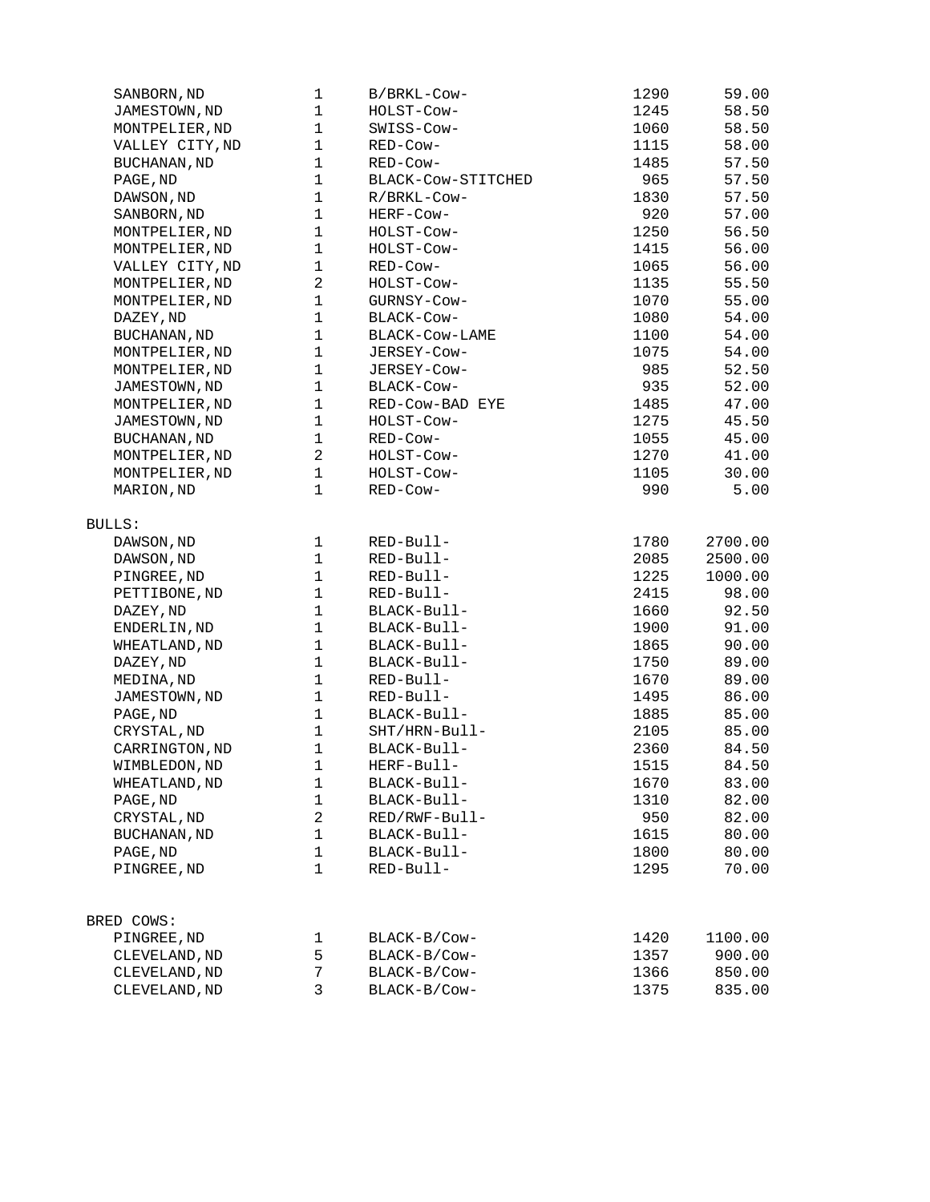| | | | | |
|---|---|---|---|---|
| SANBORN, ND | 1 | B/BRKL-Cow- | 1290 | 59.00 |
| JAMESTOWN, ND | 1 | HOLST-Cow- | 1245 | 58.50 |
| MONTPELIER, ND | 1 | SWISS-Cow- | 1060 | 58.50 |
| VALLEY CITY, ND | 1 | RED-Cow- | 1115 | 58.00 |
| BUCHANAN, ND | 1 | RED-Cow- | 1485 | 57.50 |
| PAGE, ND | 1 | BLACK-Cow-STITCHED | 965 | 57.50 |
| DAWSON, ND | 1 | R/BRKL-Cow- | 1830 | 57.50 |
| SANBORN, ND | 1 | HERF-Cow- | 920 | 57.00 |
| MONTPELIER, ND | 1 | HOLST-Cow- | 1250 | 56.50 |
| MONTPELIER, ND | 1 | HOLST-Cow- | 1415 | 56.00 |
| VALLEY CITY, ND | 1 | RED-Cow- | 1065 | 56.00 |
| MONTPELIER, ND | 2 | HOLST-Cow- | 1135 | 55.50 |
| MONTPELIER, ND | 1 | GURNSY-Cow- | 1070 | 55.00 |
| DAZEY, ND | 1 | BLACK-Cow- | 1080 | 54.00 |
| BUCHANAN, ND | 1 | BLACK-Cow-LAME | 1100 | 54.00 |
| MONTPELIER, ND | 1 | JERSEY-Cow- | 1075 | 54.00 |
| MONTPELIER, ND | 1 | JERSEY-Cow- | 985 | 52.50 |
| JAMESTOWN, ND | 1 | BLACK-Cow- | 935 | 52.00 |
| MONTPELIER, ND | 1 | RED-Cow-BAD EYE | 1485 | 47.00 |
| JAMESTOWN, ND | 1 | HOLST-Cow- | 1275 | 45.50 |
| BUCHANAN, ND | 1 | RED-Cow- | 1055 | 45.00 |
| MONTPELIER, ND | 2 | HOLST-Cow- | 1270 | 41.00 |
| MONTPELIER, ND | 1 | HOLST-Cow- | 1105 | 30.00 |
| MARION, ND | 1 | RED-Cow- | 990 | 5.00 |

BULLS:

| | | | | |
|---|---|---|---|---|
| DAWSON, ND | 1 | RED-Bull- | 1780 | 2700.00 |
| DAWSON, ND | 1 | RED-Bull- | 2085 | 2500.00 |
| PINGREE, ND | 1 | RED-Bull- | 1225 | 1000.00 |
| PETTIBONE, ND | 1 | RED-Bull- | 2415 | 98.00 |
| DAZEY, ND | 1 | BLACK-Bull- | 1660 | 92.50 |
| ENDERLIN, ND | 1 | BLACK-Bull- | 1900 | 91.00 |
| WHEATLAND, ND | 1 | BLACK-Bull- | 1865 | 90.00 |
| DAZEY, ND | 1 | BLACK-Bull- | 1750 | 89.00 |
| MEDINA, ND | 1 | RED-Bull- | 1670 | 89.00 |
| JAMESTOWN, ND | 1 | RED-Bull- | 1495 | 86.00 |
| PAGE, ND | 1 | BLACK-Bull- | 1885 | 85.00 |
| CRYSTAL, ND | 1 | SHT/HRN-Bull- | 2105 | 85.00 |
| CARRINGTON, ND | 1 | BLACK-Bull- | 2360 | 84.50 |
| WIMBLEDON, ND | 1 | HERF-Bull- | 1515 | 84.50 |
| WHEATLAND, ND | 1 | BLACK-Bull- | 1670 | 83.00 |
| PAGE, ND | 1 | BLACK-Bull- | 1310 | 82.00 |
| CRYSTAL, ND | 2 | RED/RWF-Bull- | 950 | 82.00 |
| BUCHANAN, ND | 1 | BLACK-Bull- | 1615 | 80.00 |
| PAGE, ND | 1 | BLACK-Bull- | 1800 | 80.00 |
| PINGREE, ND | 1 | RED-Bull- | 1295 | 70.00 |

BRED COWS:

| | | | | |
|---|---|---|---|---|
| PINGREE, ND | 1 | BLACK-B/Cow- | 1420 | 1100.00 |
| CLEVELAND, ND | 5 | BLACK-B/Cow- | 1357 | 900.00 |
| CLEVELAND, ND | 7 | BLACK-B/Cow- | 1366 | 850.00 |
| CLEVELAND, ND | 3 | BLACK-B/Cow- | 1375 | 835.00 |